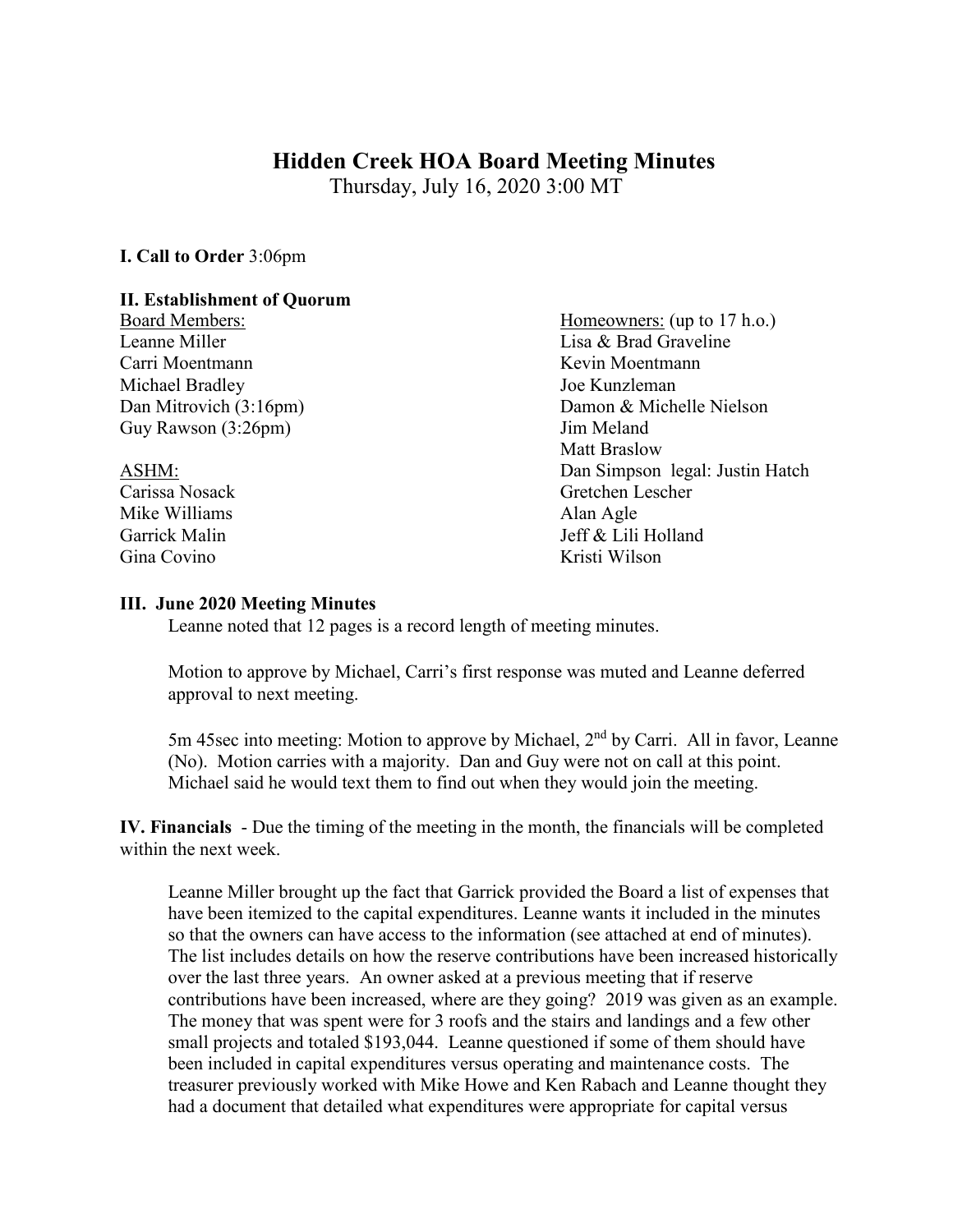# Hidden Creek HOA Board Meeting Minutes

Thursday, July 16, 2020 3:00 MT

**I. Call to Order** 3:06pm

**II. Establishment of Quorum**

Board Members:
Leanne Miller
Carri Moentmann
Michael Bradley
Dan Mitrovich (3:16pm)
Guy Rawson (3:26pm)

ASHM:
Carissa Nosack
Mike Williams
Garrick Malin
Gina Covino

Homeowners: (up to 17 h.o.)
Lisa & Brad Graveline
Kevin Moentmann
Joe Kunzleman
Damon & Michelle Nielson
Jim Meland
Matt Braslow
Dan Simpson legal: Justin Hatch
Gretchen Lescher
Alan Agle
Jeff & Lili Holland
Kristi Wilson

**III. June 2020 Meeting Minutes**

Leanne noted that 12 pages is a record length of meeting minutes.

Motion to approve by Michael, Carri's first response was muted and Leanne deferred approval to next meeting.

5m 45sec into meeting: Motion to approve by Michael, 2nd by Carri. All in favor, Leanne (No). Motion carries with a majority. Dan and Guy were not on call at this point. Michael said he would text them to find out when they would join the meeting.

**IV. Financials** - Due the timing of the meeting in the month, the financials will be completed within the next week.

Leanne Miller brought up the fact that Garrick provided the Board a list of expenses that have been itemized to the capital expenditures. Leanne wants it included in the minutes so that the owners can have access to the information (see attached at end of minutes). The list includes details on how the reserve contributions have been increased historically over the last three years. An owner asked at a previous meeting that if reserve contributions have been increased, where are they going? 2019 was given as an example. The money that was spent were for 3 roofs and the stairs and landings and a few other small projects and totaled $193,044. Leanne questioned if some of them should have been included in capital expenditures versus operating and maintenance costs. The treasurer previously worked with Mike Howe and Ken Rabach and Leanne thought they had a document that detailed what expenditures were appropriate for capital versus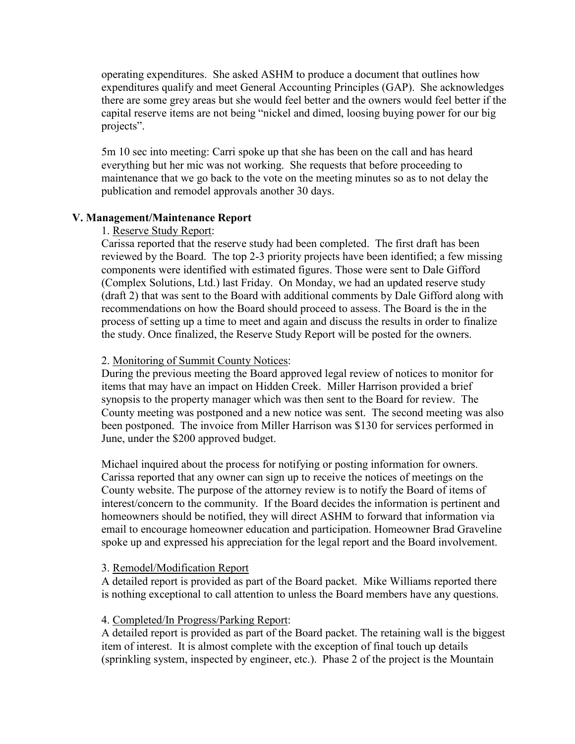operating expenditures. She asked ASHM to produce a document that outlines how expenditures qualify and meet General Accounting Principles (GAP). She acknowledges there are some grey areas but she would feel better and the owners would feel better if the capital reserve items are not being "nickel and dimed, loosing buying power for our big projects".

5m 10 sec into meeting: Carri spoke up that she has been on the call and has heard everything but her mic was not working. She requests that before proceeding to maintenance that we go back to the vote on the meeting minutes so as to not delay the publication and remodel approvals another 30 days.

## V. Management/Maintenance Report

1. Reserve Study Report:
Carissa reported that the reserve study had been completed. The first draft has been reviewed by the Board. The top 2-3 priority projects have been identified; a few missing components were identified with estimated figures. Those were sent to Dale Gifford (Complex Solutions, Ltd.) last Friday. On Monday, we had an updated reserve study (draft 2) that was sent to the Board with additional comments by Dale Gifford along with recommendations on how the Board should proceed to assess. The Board is the in the process of setting up a time to meet and again and discuss the results in order to finalize the study. Once finalized, the Reserve Study Report will be posted for the owners.

2. Monitoring of Summit County Notices:
During the previous meeting the Board approved legal review of notices to monitor for items that may have an impact on Hidden Creek. Miller Harrison provided a brief synopsis to the property manager which was then sent to the Board for review. The County meeting was postponed and a new notice was sent. The second meeting was also been postponed. The invoice from Miller Harrison was $130 for services performed in June, under the $200 approved budget.

Michael inquired about the process for notifying or posting information for owners. Carissa reported that any owner can sign up to receive the notices of meetings on the County website. The purpose of the attorney review is to notify the Board of items of interest/concern to the community. If the Board decides the information is pertinent and homeowners should be notified, they will direct ASHM to forward that information via email to encourage homeowner education and participation. Homeowner Brad Graveline spoke up and expressed his appreciation for the legal report and the Board involvement.

3. Remodel/Modification Report
A detailed report is provided as part of the Board packet. Mike Williams reported there is nothing exceptional to call attention to unless the Board members have any questions.

4. Completed/In Progress/Parking Report:
A detailed report is provided as part of the Board packet. The retaining wall is the biggest item of interest. It is almost complete with the exception of final touch up details (sprinkling system, inspected by engineer, etc.). Phase 2 of the project is the Mountain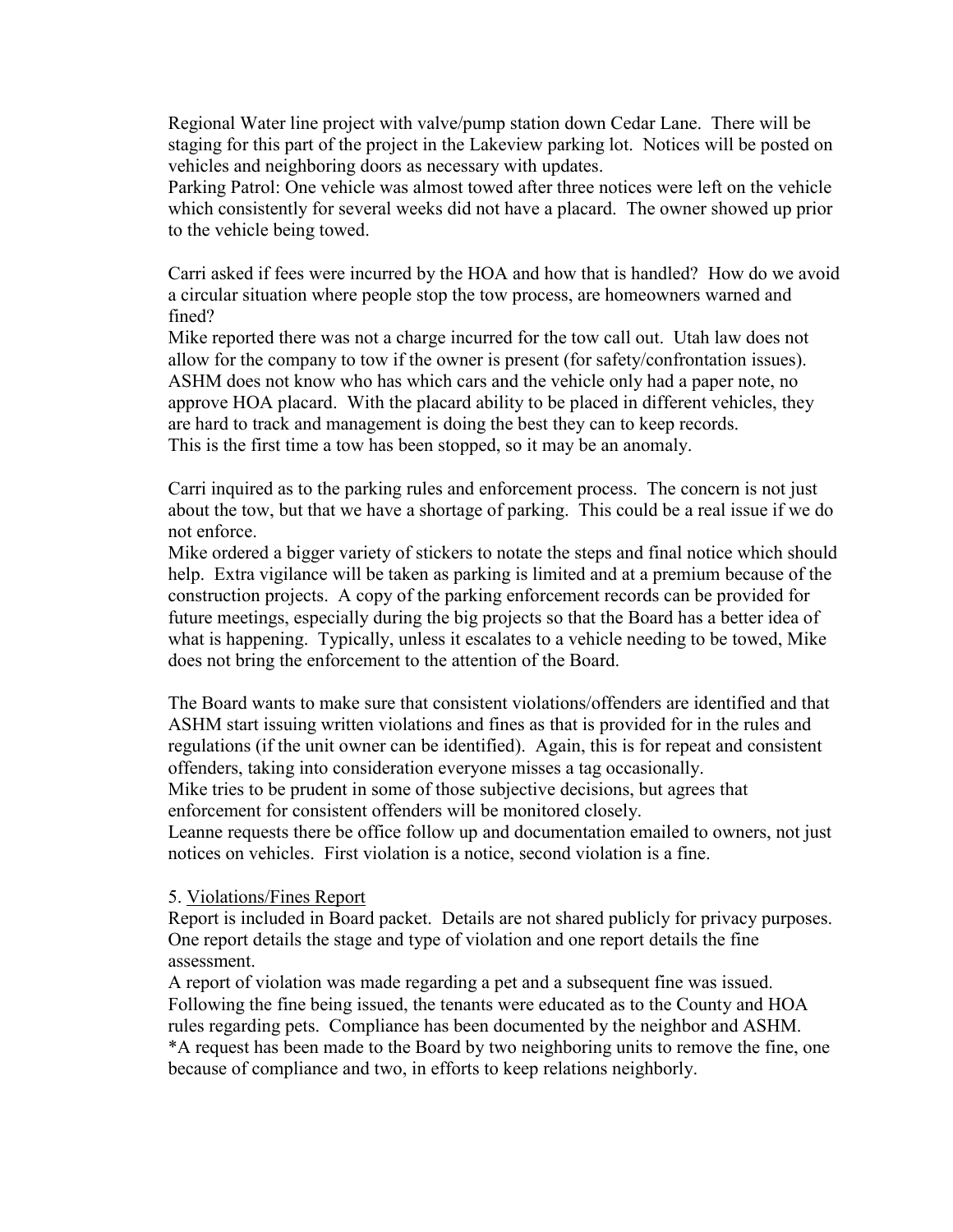Regional Water line project with valve/pump station down Cedar Lane. There will be staging for this part of the project in the Lakeview parking lot. Notices will be posted on vehicles and neighboring doors as necessary with updates.
Parking Patrol: One vehicle was almost towed after three notices were left on the vehicle which consistently for several weeks did not have a placard. The owner showed up prior to the vehicle being towed.

Carri asked if fees were incurred by the HOA and how that is handled? How do we avoid a circular situation where people stop the tow process, are homeowners warned and fined?
Mike reported there was not a charge incurred for the tow call out. Utah law does not allow for the company to tow if the owner is present (for safety/confrontation issues). ASHM does not know who has which cars and the vehicle only had a paper note, no approve HOA placard. With the placard ability to be placed in different vehicles, they are hard to track and management is doing the best they can to keep records.
This is the first time a tow has been stopped, so it may be an anomaly.

Carri inquired as to the parking rules and enforcement process. The concern is not just about the tow, but that we have a shortage of parking. This could be a real issue if we do not enforce.
Mike ordered a bigger variety of stickers to notate the steps and final notice which should help. Extra vigilance will be taken as parking is limited and at a premium because of the construction projects. A copy of the parking enforcement records can be provided for future meetings, especially during the big projects so that the Board has a better idea of what is happening. Typically, unless it escalates to a vehicle needing to be towed, Mike does not bring the enforcement to the attention of the Board.

The Board wants to make sure that consistent violations/offenders are identified and that ASHM start issuing written violations and fines as that is provided for in the rules and regulations (if the unit owner can be identified). Again, this is for repeat and consistent offenders, taking into consideration everyone misses a tag occasionally.
Mike tries to be prudent in some of those subjective decisions, but agrees that enforcement for consistent offenders will be monitored closely.
Leanne requests there be office follow up and documentation emailed to owners, not just notices on vehicles. First violation is a notice, second violation is a fine.

5. Violations/Fines Report
Report is included in Board packet. Details are not shared publicly for privacy purposes. One report details the stage and type of violation and one report details the fine assessment.
A report of violation was made regarding a pet and a subsequent fine was issued. Following the fine being issued, the tenants were educated as to the County and HOA rules regarding pets. Compliance has been documented by the neighbor and ASHM.
*A request has been made to the Board by two neighboring units to remove the fine, one because of compliance and two, in efforts to keep relations neighborly.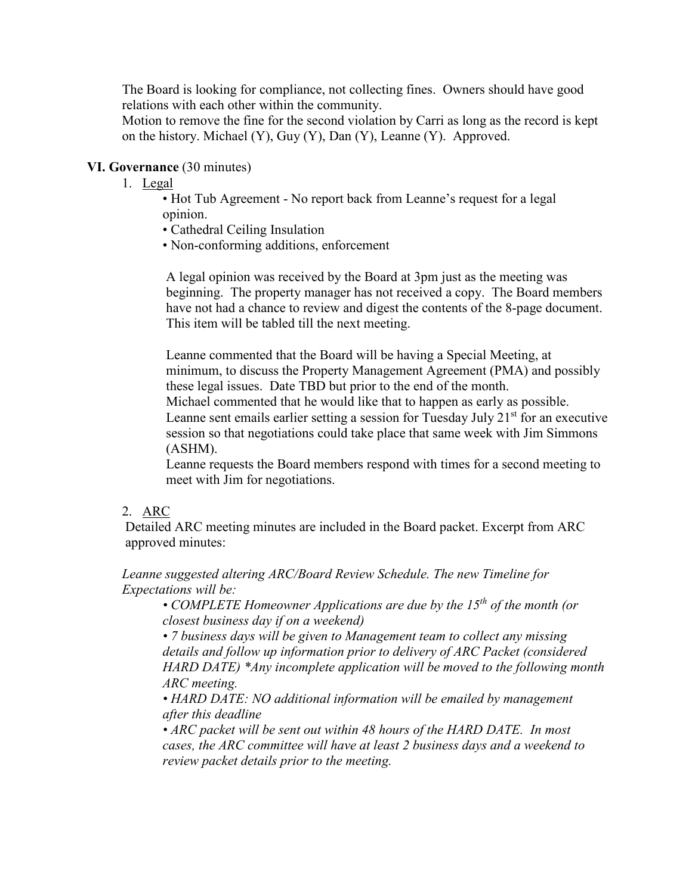The Board is looking for compliance, not collecting fines. Owners should have good relations with each other within the community.

Motion to remove the fine for the second violation by Carri as long as the record is kept on the history. Michael (Y), Guy (Y), Dan (Y), Leanne (Y). Approved.

## VI. Governance (30 minutes)

1. Legal

   • Hot Tub Agreement - No report back from Leanne's request for a legal opinion.
   • Cathedral Ceiling Insulation
   • Non-conforming additions, enforcement

   A legal opinion was received by the Board at 3pm just as the meeting was beginning. The property manager has not received a copy. The Board members have not had a chance to review and digest the contents of the 8-page document. This item will be tabled till the next meeting.

   Leanne commented that the Board will be having a Special Meeting, at minimum, to discuss the Property Management Agreement (PMA) and possibly these legal issues. Date TBD but prior to the end of the month.
   Michael commented that he would like that to happen as early as possible.
   Leanne sent emails earlier setting a session for Tuesday July 21st for an executive session so that negotiations could take place that same week with Jim Simmons (ASHM).
   Leanne requests the Board members respond with times for a second meeting to meet with Jim for negotiations.

2. ARC

   Detailed ARC meeting minutes are included in the Board packet. Excerpt from ARC approved minutes:

*Leanne suggested altering ARC/Board Review Schedule. The new Timeline for Expectations will be:*

- *COMPLETE Homeowner Applications are due by the 15th of the month (or closest business day if on a weekend)*
- *7 business days will be given to Management team to collect any missing details and follow up information prior to delivery of ARC Packet (considered HARD DATE) *Any incomplete application will be moved to the following month ARC meeting.*
- *HARD DATE: NO additional information will be emailed by management after this deadline*
- *ARC packet will be sent out within 48 hours of the HARD DATE. In most cases, the ARC committee will have at least 2 business days and a weekend to review packet details prior to the meeting.*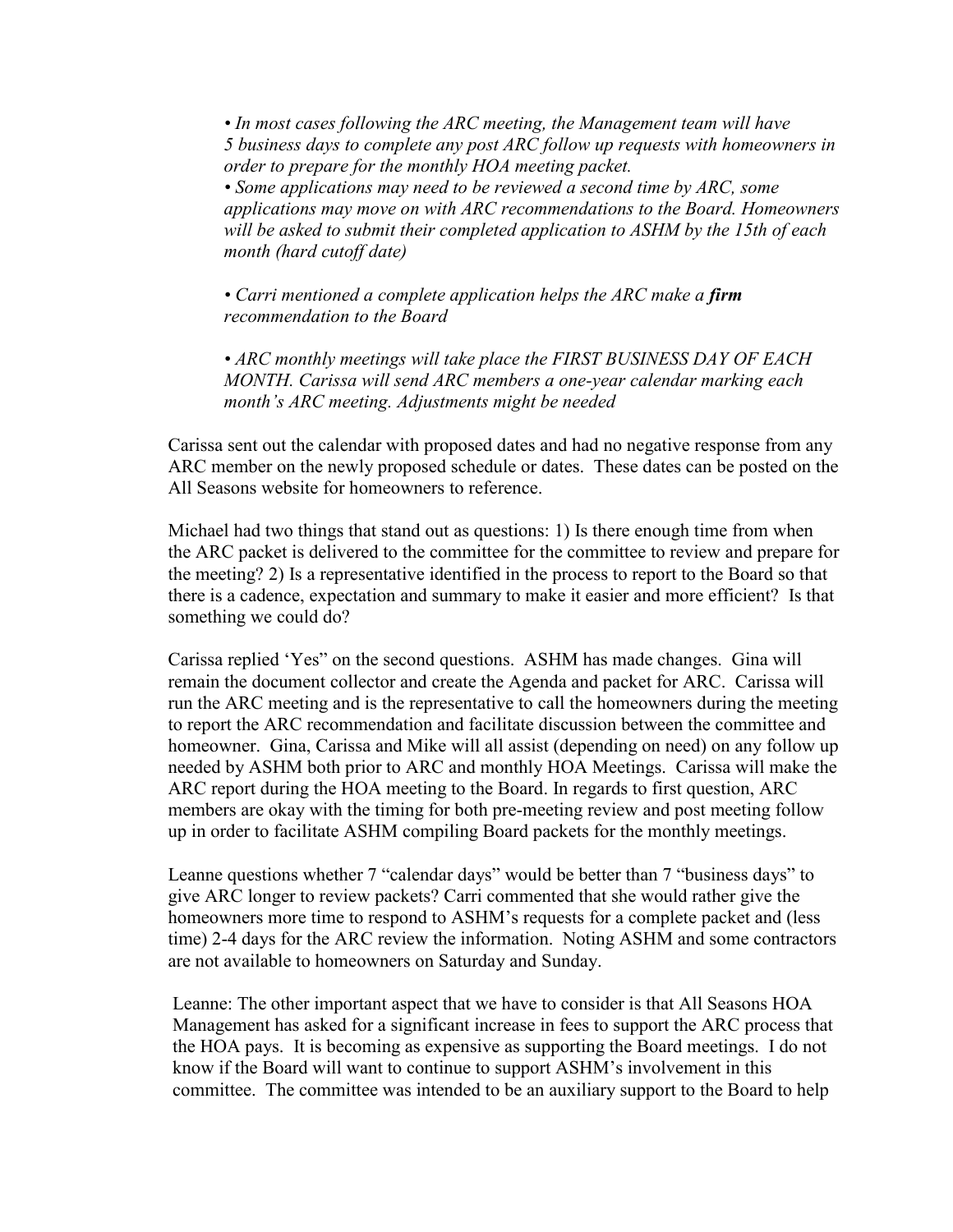*• In most cases following the ARC meeting, the Management team will have 5 business days to complete any post ARC follow up requests with homeowners in order to prepare for the monthly HOA meeting packet.*
*• Some applications may need to be reviewed a second time by ARC, some applications may move on with ARC recommendations to the Board. Homeowners will be asked to submit their completed application to ASHM by the 15th of each month (hard cutoff date)*

*• Carri mentioned a complete application helps the ARC make a* ***firm*** *recommendation to the Board*

*• ARC monthly meetings will take place the FIRST BUSINESS DAY OF EACH MONTH. Carissa will send ARC members a one-year calendar marking each month's ARC meeting. Adjustments might be needed*

Carissa sent out the calendar with proposed dates and had no negative response from any ARC member on the newly proposed schedule or dates. These dates can be posted on the All Seasons website for homeowners to reference.

Michael had two things that stand out as questions: 1) Is there enough time from when the ARC packet is delivered to the committee for the committee to review and prepare for the meeting? 2) Is a representative identified in the process to report to the Board so that there is a cadence, expectation and summary to make it easier and more efficient? Is that something we could do?

Carissa replied 'Yes" on the second questions. ASHM has made changes. Gina will remain the document collector and create the Agenda and packet for ARC. Carissa will run the ARC meeting and is the representative to call the homeowners during the meeting to report the ARC recommendation and facilitate discussion between the committee and homeowner. Gina, Carissa and Mike will all assist (depending on need) on any follow up needed by ASHM both prior to ARC and monthly HOA Meetings. Carissa will make the ARC report during the HOA meeting to the Board. In regards to first question, ARC members are okay with the timing for both pre-meeting review and post meeting follow up in order to facilitate ASHM compiling Board packets for the monthly meetings.

Leanne questions whether 7 "calendar days" would be better than 7 "business days" to give ARC longer to review packets? Carri commented that she would rather give the homeowners more time to respond to ASHM's requests for a complete packet and (less time) 2-4 days for the ARC review the information. Noting ASHM and some contractors are not available to homeowners on Saturday and Sunday.

Leanne: The other important aspect that we have to consider is that All Seasons HOA Management has asked for a significant increase in fees to support the ARC process that the HOA pays. It is becoming as expensive as supporting the Board meetings. I do not know if the Board will want to continue to support ASHM's involvement in this committee. The committee was intended to be an auxiliary support to the Board to help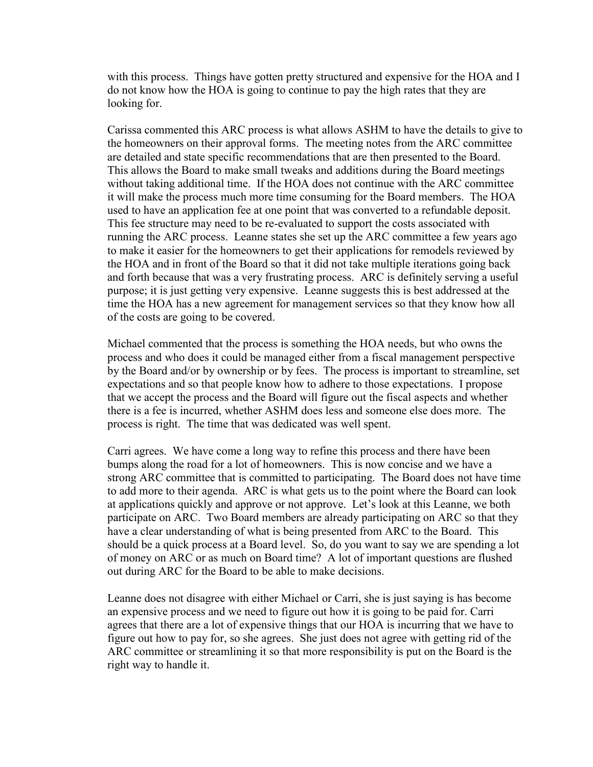with this process. Things have gotten pretty structured and expensive for the HOA and I do not know how the HOA is going to continue to pay the high rates that they are looking for.

Carissa commented this ARC process is what allows ASHM to have the details to give to the homeowners on their approval forms. The meeting notes from the ARC committee are detailed and state specific recommendations that are then presented to the Board. This allows the Board to make small tweaks and additions during the Board meetings without taking additional time. If the HOA does not continue with the ARC committee it will make the process much more time consuming for the Board members. The HOA used to have an application fee at one point that was converted to a refundable deposit. This fee structure may need to be re-evaluated to support the costs associated with running the ARC process. Leanne states she set up the ARC committee a few years ago to make it easier for the homeowners to get their applications for remodels reviewed by the HOA and in front of the Board so that it did not take multiple iterations going back and forth because that was a very frustrating process. ARC is definitely serving a useful purpose; it is just getting very expensive. Leanne suggests this is best addressed at the time the HOA has a new agreement for management services so that they know how all of the costs are going to be covered.

Michael commented that the process is something the HOA needs, but who owns the process and who does it could be managed either from a fiscal management perspective by the Board and/or by ownership or by fees. The process is important to streamline, set expectations and so that people know how to adhere to those expectations. I propose that we accept the process and the Board will figure out the fiscal aspects and whether there is a fee is incurred, whether ASHM does less and someone else does more. The process is right. The time that was dedicated was well spent.

Carri agrees. We have come a long way to refine this process and there have been bumps along the road for a lot of homeowners. This is now concise and we have a strong ARC committee that is committed to participating. The Board does not have time to add more to their agenda. ARC is what gets us to the point where the Board can look at applications quickly and approve or not approve. Let's look at this Leanne, we both participate on ARC. Two Board members are already participating on ARC so that they have a clear understanding of what is being presented from ARC to the Board. This should be a quick process at a Board level. So, do you want to say we are spending a lot of money on ARC or as much on Board time? A lot of important questions are flushed out during ARC for the Board to be able to make decisions.

Leanne does not disagree with either Michael or Carri, she is just saying is has become an expensive process and we need to figure out how it is going to be paid for. Carri agrees that there are a lot of expensive things that our HOA is incurring that we have to figure out how to pay for, so she agrees. She just does not agree with getting rid of the ARC committee or streamlining it so that more responsibility is put on the Board is the right way to handle it.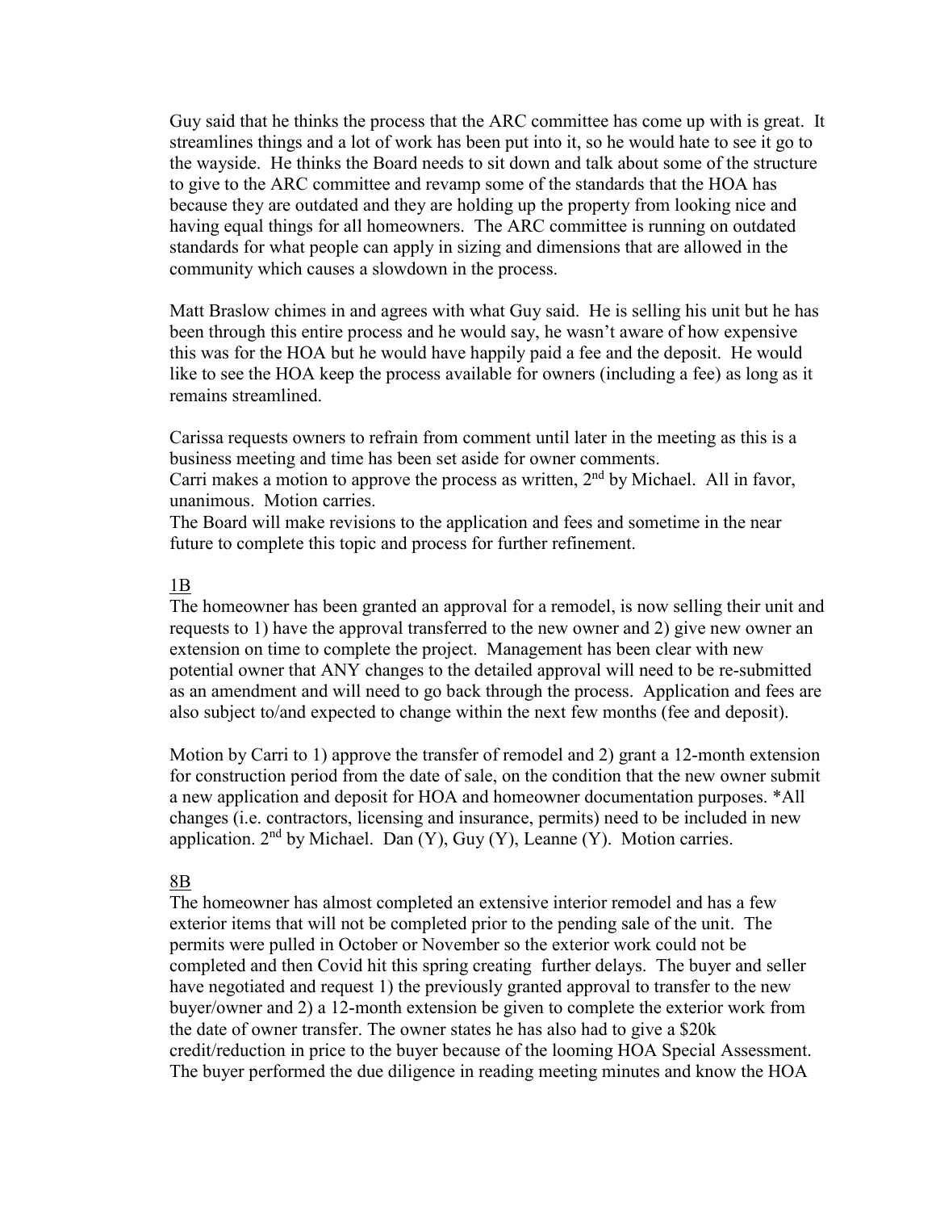Guy said that he thinks the process that the ARC committee has come up with is great. It streamlines things and a lot of work has been put into it, so he would hate to see it go to the wayside. He thinks the Board needs to sit down and talk about some of the structure to give to the ARC committee and revamp some of the standards that the HOA has because they are outdated and they are holding up the property from looking nice and having equal things for all homeowners. The ARC committee is running on outdated standards for what people can apply in sizing and dimensions that are allowed in the community which causes a slowdown in the process.

Matt Braslow chimes in and agrees with what Guy said. He is selling his unit but he has been through this entire process and he would say, he wasn't aware of how expensive this was for the HOA but he would have happily paid a fee and the deposit. He would like to see the HOA keep the process available for owners (including a fee) as long as it remains streamlined.

Carissa requests owners to refrain from comment until later in the meeting as this is a business meeting and time has been set aside for owner comments.
Carri makes a motion to approve the process as written, 2nd by Michael. All in favor, unanimous. Motion carries.
The Board will make revisions to the application and fees and sometime in the near future to complete this topic and process for further refinement.

1B
The homeowner has been granted an approval for a remodel, is now selling their unit and requests to 1) have the approval transferred to the new owner and 2) give new owner an extension on time to complete the project. Management has been clear with new potential owner that ANY changes to the detailed approval will need to be re-submitted as an amendment and will need to go back through the process. Application and fees are also subject to/and expected to change within the next few months (fee and deposit).

Motion by Carri to 1) approve the transfer of remodel and 2) grant a 12-month extension for construction period from the date of sale, on the condition that the new owner submit a new application and deposit for HOA and homeowner documentation purposes. *All changes (i.e. contractors, licensing and insurance, permits) need to be included in new application. 2nd by Michael. Dan (Y), Guy (Y), Leanne (Y). Motion carries.

8B
The homeowner has almost completed an extensive interior remodel and has a few exterior items that will not be completed prior to the pending sale of the unit. The permits were pulled in October or November so the exterior work could not be completed and then Covid hit this spring creating further delays. The buyer and seller have negotiated and request 1) the previously granted approval to transfer to the new buyer/owner and 2) a 12-month extension be given to complete the exterior work from the date of owner transfer. The owner states he has also had to give a $20k credit/reduction in price to the buyer because of the looming HOA Special Assessment. The buyer performed the due diligence in reading meeting minutes and know the HOA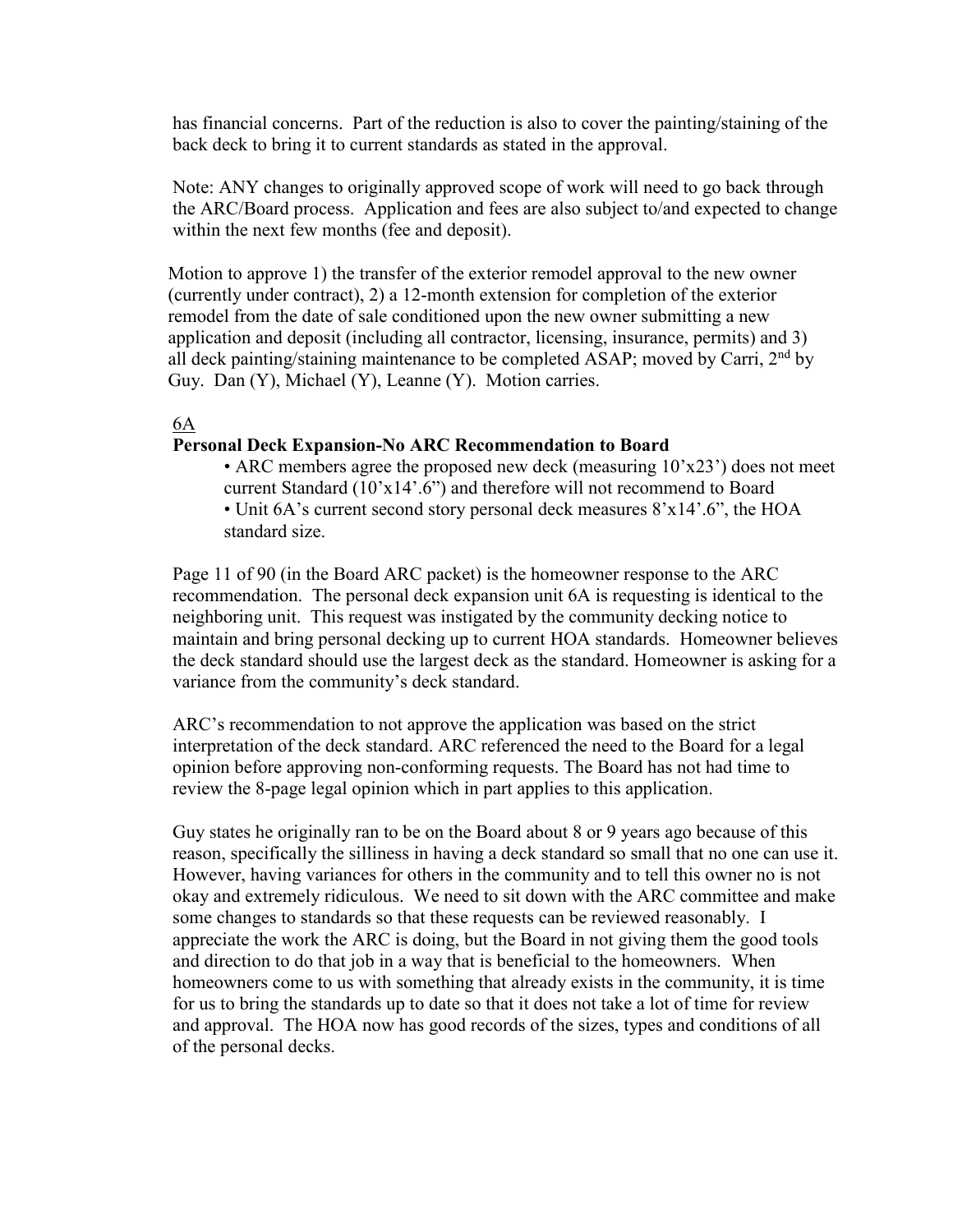has financial concerns. Part of the reduction is also to cover the painting/staining of the back deck to bring it to current standards as stated in the approval.

Note: ANY changes to originally approved scope of work will need to go back through the ARC/Board process. Application and fees are also subject to/and expected to change within the next few months (fee and deposit).

Motion to approve 1) the transfer of the exterior remodel approval to the new owner (currently under contract), 2) a 12-month extension for completion of the exterior remodel from the date of sale conditioned upon the new owner submitting a new application and deposit (including all contractor, licensing, insurance, permits) and 3) all deck painting/staining maintenance to be completed ASAP; moved by Carri, 2nd by Guy. Dan (Y), Michael (Y), Leanne (Y). Motion carries.

6A

**Personal Deck Expansion-No ARC Recommendation to Board**

- ARC members agree the proposed new deck (measuring 10'x23') does not meet current Standard (10'x14'.6") and therefore will not recommend to Board
- Unit 6A's current second story personal deck measures 8'x14'.6", the HOA standard size.

Page 11 of 90 (in the Board ARC packet) is the homeowner response to the ARC recommendation. The personal deck expansion unit 6A is requesting is identical to the neighboring unit. This request was instigated by the community decking notice to maintain and bring personal decking up to current HOA standards. Homeowner believes the deck standard should use the largest deck as the standard. Homeowner is asking for a variance from the community's deck standard.

ARC's recommendation to not approve the application was based on the strict interpretation of the deck standard. ARC referenced the need to the Board for a legal opinion before approving non-conforming requests. The Board has not had time to review the 8-page legal opinion which in part applies to this application.

Guy states he originally ran to be on the Board about 8 or 9 years ago because of this reason, specifically the silliness in having a deck standard so small that no one can use it. However, having variances for others in the community and to tell this owner no is not okay and extremely ridiculous. We need to sit down with the ARC committee and make some changes to standards so that these requests can be reviewed reasonably. I appreciate the work the ARC is doing, but the Board in not giving them the good tools and direction to do that job in a way that is beneficial to the homeowners. When homeowners come to us with something that already exists in the community, it is time for us to bring the standards up to date so that it does not take a lot of time for review and approval. The HOA now has good records of the sizes, types and conditions of all of the personal decks.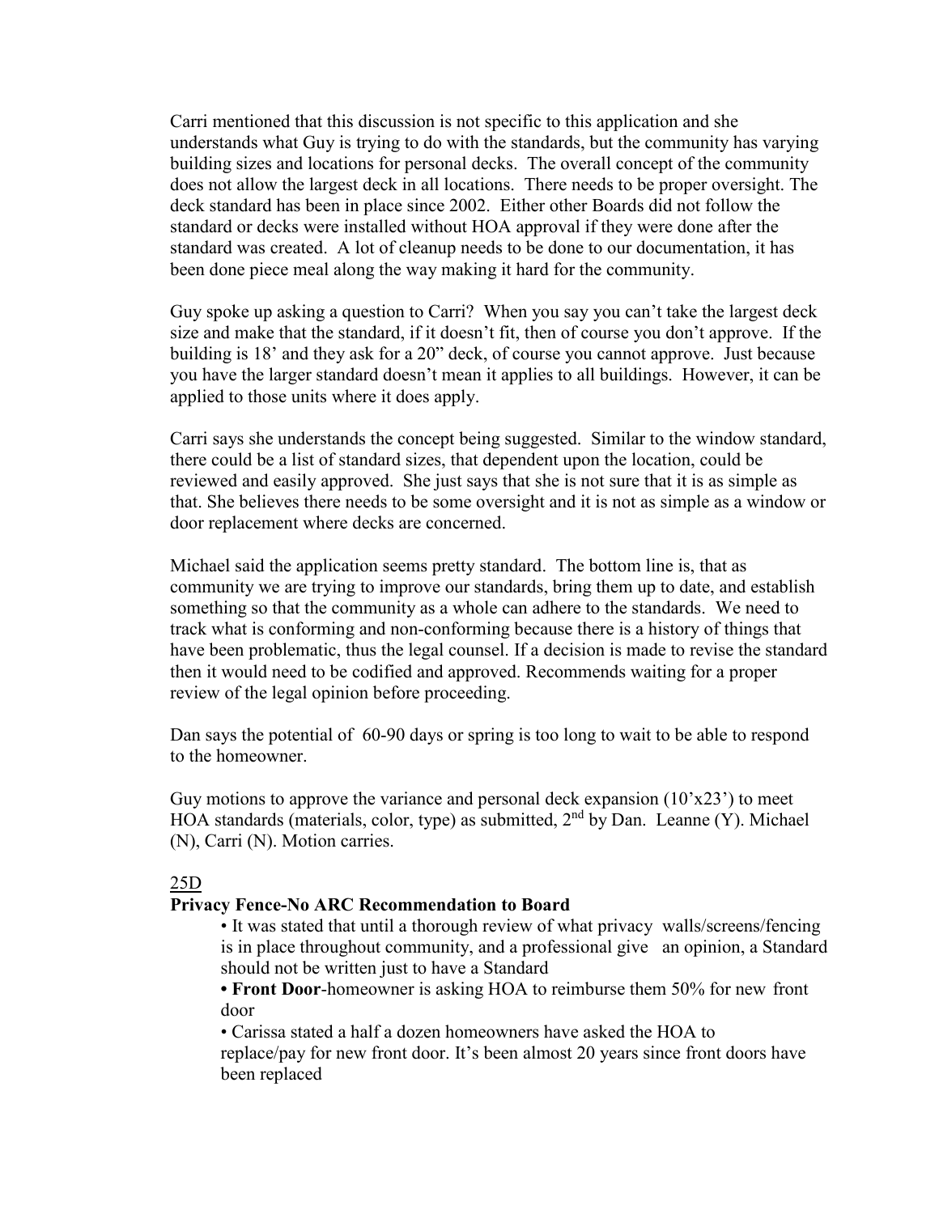Carri mentioned that this discussion is not specific to this application and she understands what Guy is trying to do with the standards, but the community has varying building sizes and locations for personal decks. The overall concept of the community does not allow the largest deck in all locations. There needs to be proper oversight. The deck standard has been in place since 2002. Either other Boards did not follow the standard or decks were installed without HOA approval if they were done after the standard was created. A lot of cleanup needs to be done to our documentation, it has been done piece meal along the way making it hard for the community.

Guy spoke up asking a question to Carri? When you say you can't take the largest deck size and make that the standard, if it doesn't fit, then of course you don't approve. If the building is 18' and they ask for a 20" deck, of course you cannot approve. Just because you have the larger standard doesn't mean it applies to all buildings. However, it can be applied to those units where it does apply.

Carri says she understands the concept being suggested. Similar to the window standard, there could be a list of standard sizes, that dependent upon the location, could be reviewed and easily approved. She just says that she is not sure that it is as simple as that. She believes there needs to be some oversight and it is not as simple as a window or door replacement where decks are concerned.

Michael said the application seems pretty standard. The bottom line is, that as community we are trying to improve our standards, bring them up to date, and establish something so that the community as a whole can adhere to the standards. We need to track what is conforming and non-conforming because there is a history of things that have been problematic, thus the legal counsel. If a decision is made to revise the standard then it would need to be codified and approved. Recommends waiting for a proper review of the legal opinion before proceeding.

Dan says the potential of 60-90 days or spring is too long to wait to be able to respond to the homeowner.

Guy motions to approve the variance and personal deck expansion (10'x23') to meet HOA standards (materials, color, type) as submitted, 2nd by Dan. Leanne (Y). Michael (N), Carri (N). Motion carries.

25D

**Privacy Fence-No ARC Recommendation to Board**

- It was stated that until a thorough review of what privacy walls/screens/fencing is in place throughout community, and a professional give an opinion, a Standard should not be written just to have a Standard
- **Front Door**-homeowner is asking HOA to reimburse them 50% for new front door
- Carissa stated a half a dozen homeowners have asked the HOA to replace/pay for new front door. It's been almost 20 years since front doors have been replaced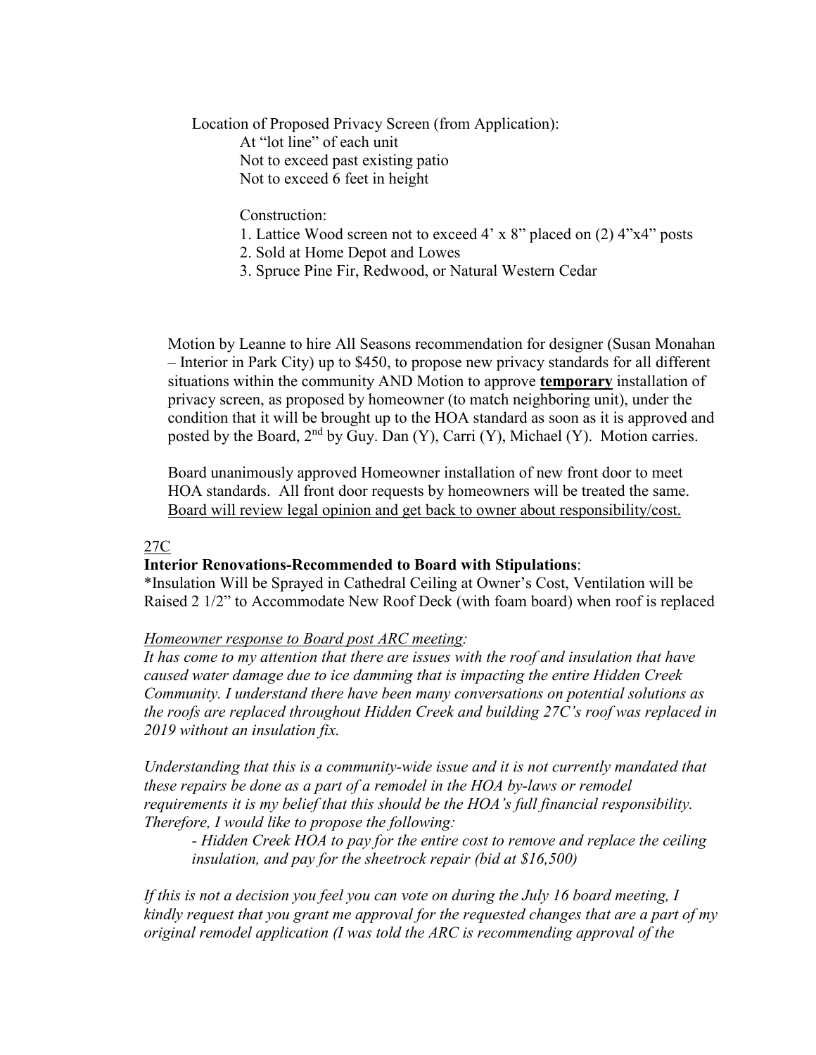Location of Proposed Privacy Screen (from Application):

At "lot line" of each unit
Not to exceed past existing patio
Not to exceed 6 feet in height

Construction:

1. Lattice Wood screen not to exceed 4' x 8" placed on (2) 4"x4" posts
2. Sold at Home Depot and Lowes
3. Spruce Pine Fir, Redwood, or Natural Western Cedar

Motion by Leanne to hire All Seasons recommendation for designer (Susan Monahan – Interior in Park City) up to $450, to propose new privacy standards for all different situations within the community AND Motion to approve **<u>temporary</u>** installation of privacy screen, as proposed by homeowner (to match neighboring unit), under the condition that it will be brought up to the HOA standard as soon as it is approved and posted by the Board, 2nd by Guy. Dan (Y), Carri (Y), Michael (Y). Motion carries.

Board unanimously approved Homeowner installation of new front door to meet HOA standards. All front door requests by homeowners will be treated the same. <u>Board will review legal opinion and get back to owner about responsibility/cost.</u>

<u>27C</u>

**Interior Renovations-Recommended to Board with Stipulations**:

*Insulation Will be Sprayed in Cathedral Ceiling at Owner's Cost, Ventilation will be Raised 2 1/2" to Accommodate New Roof Deck (with foam board) when roof is replaced

*<u>Homeowner response to Board post ARC meeting</u>:*

*It has come to my attention that there are issues with the roof and insulation that have caused water damage due to ice damming that is impacting the entire Hidden Creek Community. I understand there have been many conversations on potential solutions as the roofs are replaced throughout Hidden Creek and building 27C's roof was replaced in 2019 without an insulation fix.*

*Understanding that this is a community-wide issue and it is not currently mandated that these repairs be done as a part of a remodel in the HOA by-laws or remodel requirements it is my belief that this should be the HOA's full financial responsibility. Therefore, I would like to propose the following:*

*- Hidden Creek HOA to pay for the entire cost to remove and replace the ceiling insulation, and pay for the sheetrock repair (bid at $16,500)*

*If this is not a decision you feel you can vote on during the July 16 board meeting, I kindly request that you grant me approval for the requested changes that are a part of my original remodel application (I was told the ARC is recommending approval of the*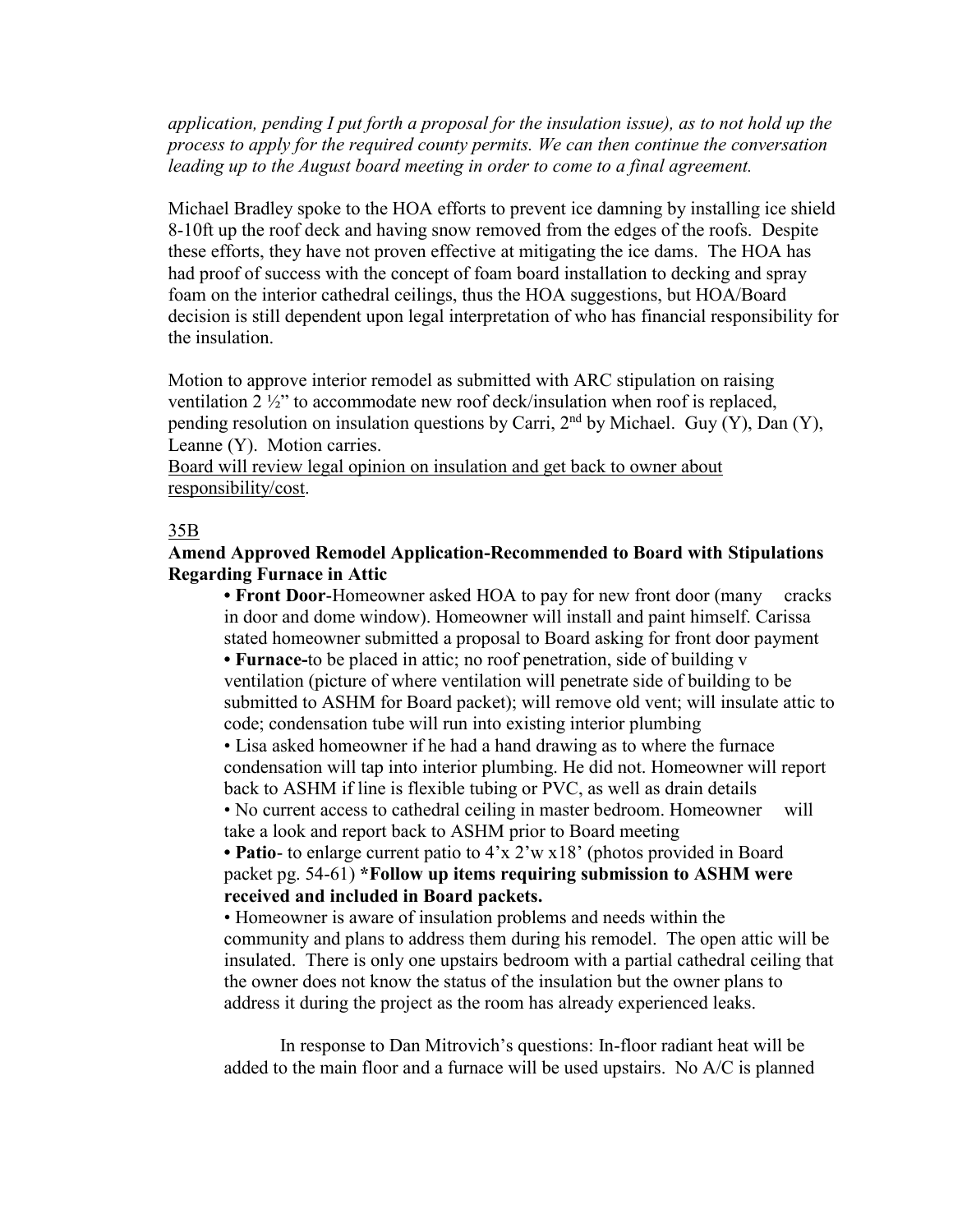*application, pending I put forth a proposal for the insulation issue), as to not hold up the process to apply for the required county permits. We can then continue the conversation leading up to the August board meeting in order to come to a final agreement.*

Michael Bradley spoke to the HOA efforts to prevent ice damning by installing ice shield 8-10ft up the roof deck and having snow removed from the edges of the roofs. Despite these efforts, they have not proven effective at mitigating the ice dams. The HOA has had proof of success with the concept of foam board installation to decking and spray foam on the interior cathedral ceilings, thus the HOA suggestions, but HOA/Board decision is still dependent upon legal interpretation of who has financial responsibility for the insulation.

Motion to approve interior remodel as submitted with ARC stipulation on raising ventilation 2 ½" to accommodate new roof deck/insulation when roof is replaced, pending resolution on insulation questions by Carri, 2nd by Michael. Guy (Y), Dan (Y), Leanne (Y). Motion carries.
<u>Board will review legal opinion on insulation and get back to owner about responsibility/cost</u>.

<u>35B</u>

**Amend Approved Remodel Application-Recommended to Board with Stipulations Regarding Furnace in Attic**

- **Front Door**-Homeowner asked HOA to pay for new front door (many cracks in door and dome window). Homeowner will install and paint himself. Carissa stated homeowner submitted a proposal to Board asking for front door payment
- **Furnace-**to be placed in attic; no roof penetration, side of building v ventilation (picture of where ventilation will penetrate side of building to be submitted to ASHM for Board packet); will remove old vent; will insulate attic to code; condensation tube will run into existing interior plumbing
- Lisa asked homeowner if he had a hand drawing as to where the furnace condensation will tap into interior plumbing. He did not. Homeowner will report back to ASHM if line is flexible tubing or PVC, as well as drain details
- No current access to cathedral ceiling in master bedroom. Homeowner will take a look and report back to ASHM prior to Board meeting
- **Patio**- to enlarge current patio to 4'x 2'w x18' (photos provided in Board packet pg. 54-61) **\*Follow up items requiring submission to ASHM were received and included in Board packets.**
- Homeowner is aware of insulation problems and needs within the community and plans to address them during his remodel. The open attic will be insulated. There is only one upstairs bedroom with a partial cathedral ceiling that the owner does not know the status of the insulation but the owner plans to address it during the project as the room has already experienced leaks.

In response to Dan Mitrovich's questions: In-floor radiant heat will be added to the main floor and a furnace will be used upstairs. No A/C is planned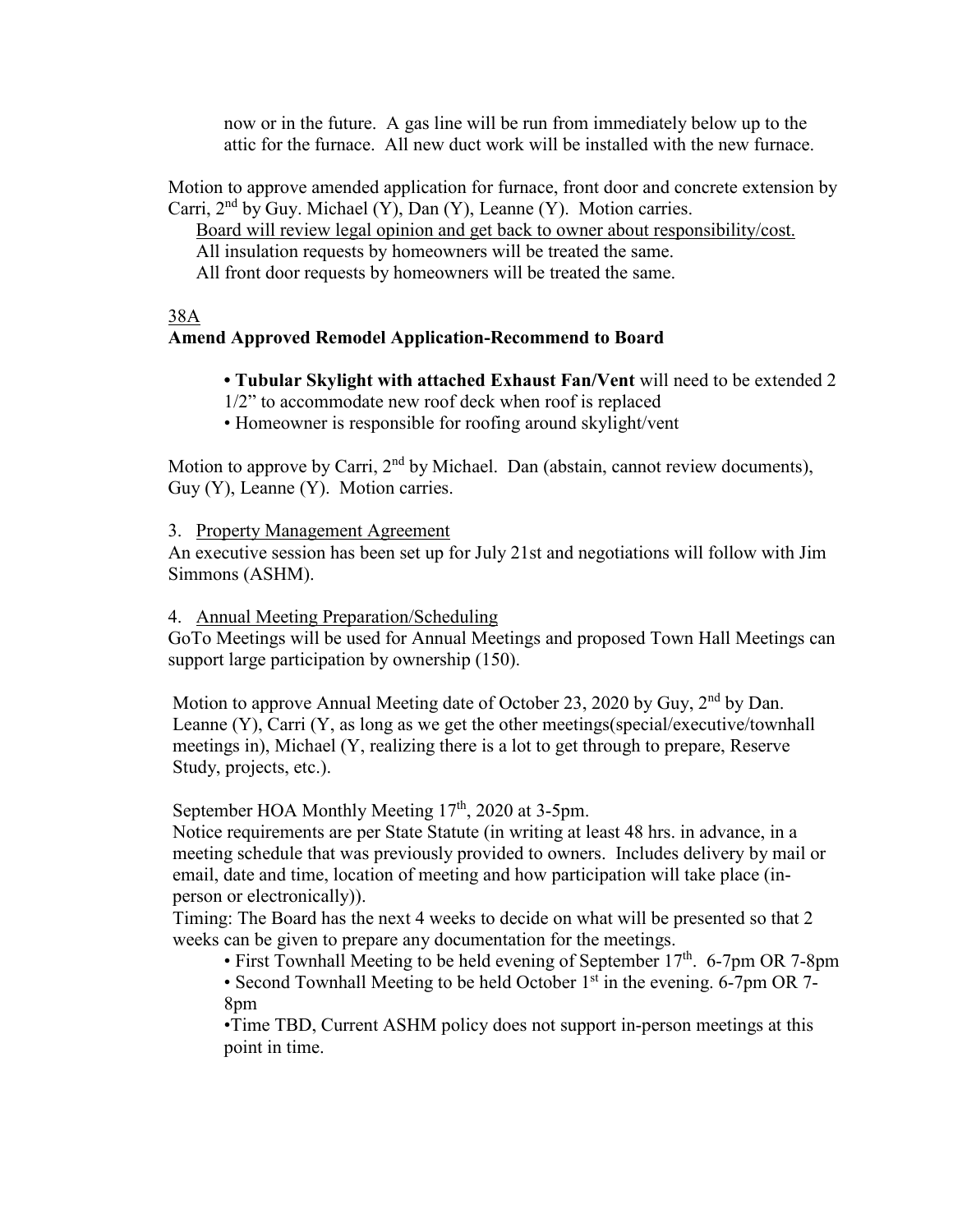now or in the future. A gas line will be run from immediately below up to the attic for the furnace. All new duct work will be installed with the new furnace.

Motion to approve amended application for furnace, front door and concrete extension by Carri, 2nd by Guy. Michael (Y), Dan (Y), Leanne (Y). Motion carries.

Board will review legal opinion and get back to owner about responsibility/cost.
All insulation requests by homeowners will be treated the same.
All front door requests by homeowners will be treated the same.

38A

**Amend Approved Remodel Application-Recommend to Board**

- **Tubular Skylight with attached Exhaust Fan/Vent** will need to be extended 2 1/2" to accommodate new roof deck when roof is replaced
- Homeowner is responsible for roofing around skylight/vent

Motion to approve by Carri, 2nd by Michael. Dan (abstain, cannot review documents), Guy (Y), Leanne (Y). Motion carries.

3. Property Management Agreement

An executive session has been set up for July 21st and negotiations will follow with Jim Simmons (ASHM).

4. Annual Meeting Preparation/Scheduling

GoTo Meetings will be used for Annual Meetings and proposed Town Hall Meetings can support large participation by ownership (150).

Motion to approve Annual Meeting date of October 23, 2020 by Guy, 2nd by Dan. Leanne (Y), Carri (Y, as long as we get the other meetings(special/executive/townhall meetings in), Michael (Y, realizing there is a lot to get through to prepare, Reserve Study, projects, etc.).

September HOA Monthly Meeting 17th, 2020 at 3-5pm.

Notice requirements are per State Statute (in writing at least 48 hrs. in advance, in a meeting schedule that was previously provided to owners. Includes delivery by mail or email, date and time, location of meeting and how participation will take place (in-person or electronically)).

Timing: The Board has the next 4 weeks to decide on what will be presented so that 2 weeks can be given to prepare any documentation for the meetings.

- First Townhall Meeting to be held evening of September 17th. 6-7pm OR 7-8pm
- Second Townhall Meeting to be held October 1st in the evening. 6-7pm OR 7-8pm
- Time TBD, Current ASHM policy does not support in-person meetings at this point in time.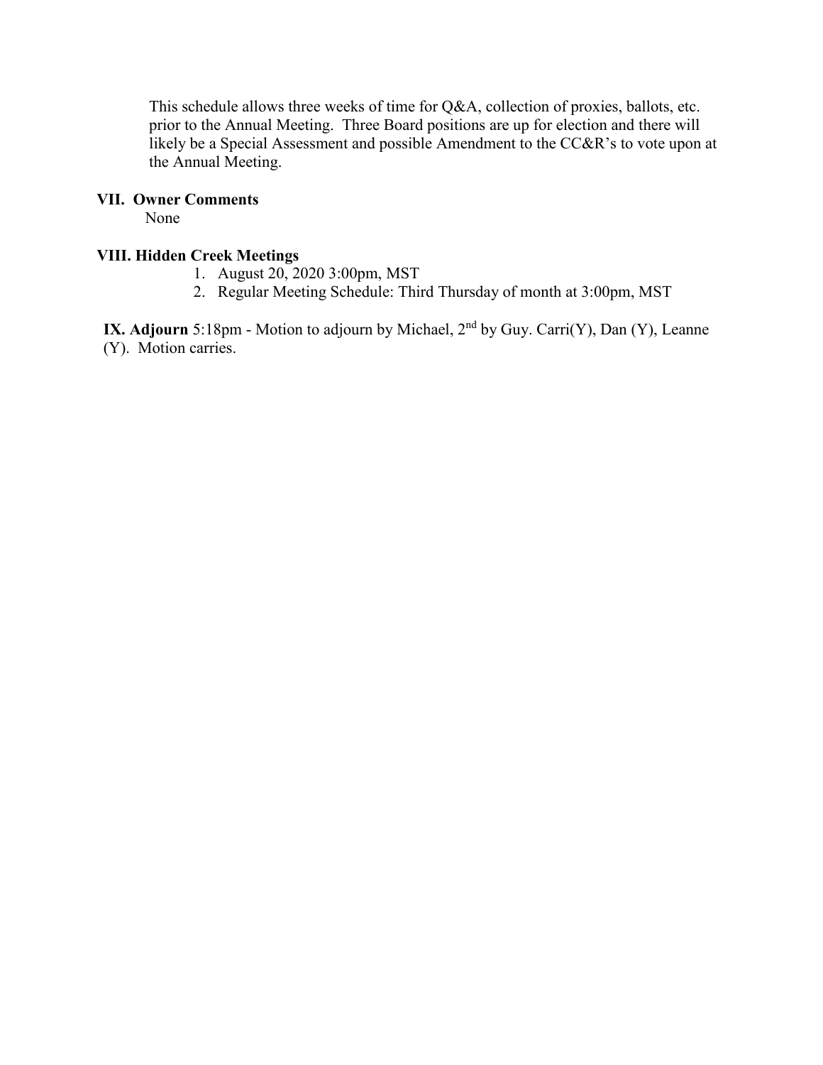This schedule allows three weeks of time for Q&A, collection of proxies, ballots, etc. prior to the Annual Meeting. Three Board positions are up for election and there will likely be a Special Assessment and possible Amendment to the CC&R's to vote upon at the Annual Meeting.

**VII. Owner Comments**

None

**VIII. Hidden Creek Meetings**

1. August 20, 2020 3:00pm, MST
2. Regular Meeting Schedule: Third Thursday of month at 3:00pm, MST

**IX. Adjourn** 5:18pm - Motion to adjourn by Michael, 2nd by Guy. Carri(Y), Dan (Y), Leanne (Y). Motion carries.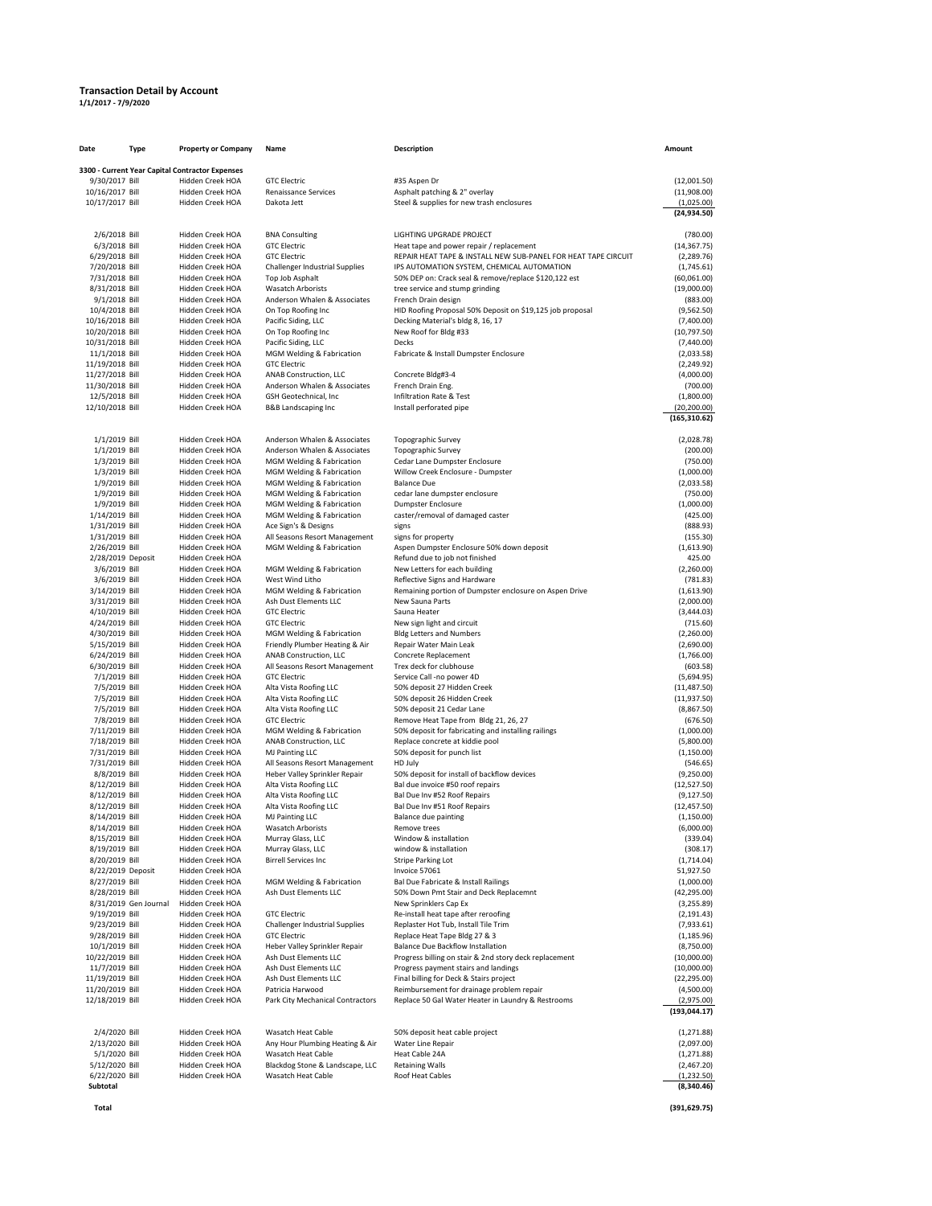**Transaction Detail by Account**
**1/1/2017 - 7/9/2020**

| Date | Type | Property or Company | Name | Description | Amount |
|---|---|---|---|---|---|
| **3300 - Current Year Capital Contractor Expenses** | | | | | |
| 9/30/2017 | Bill | Hidden Creek HOA | GTC Electric | #35 Aspen Dr | (12,001.50) |
| 10/16/2017 | Bill | Hidden Creek HOA | Renaissance Services | Asphalt patching & 2" overlay | (11,908.00) |
| 10/17/2017 | Bill | Hidden Creek HOA | Dakota Jett | Steel & supplies for new trash enclosures | (1,025.00) |
| | | | | | **(24,934.50)** |
| 2/6/2018 | Bill | Hidden Creek HOA | BNA Consulting | LIGHTING UPGRADE PROJECT | (780.00) |
| 6/3/2018 | Bill | Hidden Creek HOA | GTC Electric | Heat tape and power repair / replacement | (14,367.75) |
| 6/29/2018 | Bill | Hidden Creek HOA | GTC Electric | REPAIR HEAT TAPE & INSTALL NEW SUB-PANEL FOR HEAT TAPE CIRCUIT | (2,289.76) |
| 7/20/2018 | Bill | Hidden Creek HOA | Challenger Industrial Supplies | IPS AUTOMATION SYSTEM, CHEMICAL AUTOMATION | (1,745.61) |
| 7/31/2018 | Bill | Hidden Creek HOA | Top Job Asphalt | 50% DEP on: Crack seal & remove/replace $120,122 est | (60,061.00) |
| 8/31/2018 | Bill | Hidden Creek HOA | Wasatch Arborists | tree service and stump grinding | (19,000.00) |
| 9/1/2018 | Bill | Hidden Creek HOA | Anderson Whalen & Associates | French Drain design | (883.00) |
| 10/4/2018 | Bill | Hidden Creek HOA | On Top Roofing Inc | HID Roofing Proposal 50% Deposit on $19,125 job proposal | (9,562.50) |
| 10/16/2018 | Bill | Hidden Creek HOA | Pacific Siding, LLC | Decking Material's bldg 8, 16, 17 | (7,400.00) |
| 10/20/2018 | Bill | Hidden Creek HOA | On Top Roofing Inc | New Roof for Bldg #33 | (10,797.50) |
| 10/31/2018 | Bill | Hidden Creek HOA | Pacific Siding, LLC | Decks | (7,440.00) |
| 11/1/2018 | Bill | Hidden Creek HOA | MGM Welding & Fabrication | Fabricate & Install Dumpster Enclosure | (2,033.58) |
| 11/19/2018 | Bill | Hidden Creek HOA | GTC Electric | | (2,249.92) |
| 11/27/2018 | Bill | Hidden Creek HOA | ANAB Construction, LLC | Concrete Bldg#3-4 | (4,000.00) |
| 11/30/2018 | Bill | Hidden Creek HOA | Anderson Whalen & Associates | French Drain Eng. | (700.00) |
| 12/5/2018 | Bill | Hidden Creek HOA | GSH Geotechnical, Inc | Infiltration Rate & Test | (1,800.00) |
| 12/10/2018 | Bill | Hidden Creek HOA | B&B Landscaping Inc | Install perforated pipe | (20,200.00) |
| | | | | | **(165,310.62)** |
| 1/1/2019 | Bill | Hidden Creek HOA | Anderson Whalen & Associates | Topographic Survey | (2,028.78) |
| 1/1/2019 | Bill | Hidden Creek HOA | Anderson Whalen & Associates | Topographic Survey | (200.00) |
| 1/3/2019 | Bill | Hidden Creek HOA | MGM Welding & Fabrication | Cedar Lane Dumpster Enclosure | (750.00) |
| 1/3/2019 | Bill | Hidden Creek HOA | MGM Welding & Fabrication | Willow Creek Enclosure - Dumpster | (1,000.00) |
| 1/9/2019 | Bill | Hidden Creek HOA | MGM Welding & Fabrication | Balance Due | (2,033.58) |
| 1/9/2019 | Bill | Hidden Creek HOA | MGM Welding & Fabrication | cedar lane dumpster enclosure | (750.00) |
| 1/9/2019 | Bill | Hidden Creek HOA | MGM Welding & Fabrication | Dumpster Enclosure | (1,000.00) |
| 1/14/2019 | Bill | Hidden Creek HOA | MGM Welding & Fabrication | caster/removal of damaged caster | (425.00) |
| 1/31/2019 | Bill | Hidden Creek HOA | Ace Sign's & Designs | signs | (888.93) |
| 1/31/2019 | Bill | Hidden Creek HOA | All Seasons Resort Management | signs for property | (155.30) |
| 2/26/2019 | Bill | Hidden Creek HOA | MGM Welding & Fabrication | Aspen Dumpster Enclosure 50% down deposit | (1,613.90) |
| 2/28/2019 | Deposit | Hidden Creek HOA | | Refund due to job not finished | 425.00 |
| 3/6/2019 | Bill | Hidden Creek HOA | MGM Welding & Fabrication | New Letters for each building | (2,260.00) |
| 3/6/2019 | Bill | Hidden Creek HOA | West Wind Litho | Reflective Signs and Hardware | (781.83) |
| 3/14/2019 | Bill | Hidden Creek HOA | MGM Welding & Fabrication | Remaining portion of Dumpster enclosure on Aspen Drive | (1,613.90) |
| 3/31/2019 | Bill | Hidden Creek HOA | Ash Dust Elements LLC | New Sauna Parts | (2,000.00) |
| 4/10/2019 | Bill | Hidden Creek HOA | GTC Electric | Sauna Heater | (3,444.03) |
| 4/24/2019 | Bill | Hidden Creek HOA | GTC Electric | New sign light and circuit | (715.60) |
| 4/30/2019 | Bill | Hidden Creek HOA | MGM Welding & Fabrication | Bldg Letters and Numbers | (2,260.00) |
| 5/15/2019 | Bill | Hidden Creek HOA | Friendly Plumber Heating & Air | Repair Water Main Leak | (2,690.00) |
| 6/24/2019 | Bill | Hidden Creek HOA | ANAB Construction, LLC | Concrete Replacement | (1,766.00) |
| 6/30/2019 | Bill | Hidden Creek HOA | All Seasons Resort Management | Trex deck for clubhouse | (603.58) |
| 7/1/2019 | Bill | Hidden Creek HOA | GTC Electric | Service Call -no power 4D | (5,694.95) |
| 7/5/2019 | Bill | Hidden Creek HOA | Alta Vista Roofing LLC | 50% deposit 27 Hidden Creek | (11,487.50) |
| 7/5/2019 | Bill | Hidden Creek HOA | Alta Vista Roofing LLC | 50% deposit 26 Hidden Creek | (11,937.50) |
| 7/5/2019 | Bill | Hidden Creek HOA | Alta Vista Roofing LLC | 50% deposit 21 Cedar Lane | (8,867.50) |
| 7/8/2019 | Bill | Hidden Creek HOA | GTC Electric | Remove Heat Tape from Bldg 21, 26, 27 | (676.50) |
| 7/11/2019 | Bill | Hidden Creek HOA | MGM Welding & Fabrication | 50% deposit for fabricating and installing railings | (1,000.00) |
| 7/18/2019 | Bill | Hidden Creek HOA | ANAB Construction, LLC | Replace concrete at kiddie pool | (5,800.00) |
| 7/31/2019 | Bill | Hidden Creek HOA | MJ Painting LLC | 50% deposit for punch list | (1,150.00) |
| 7/31/2019 | Bill | Hidden Creek HOA | All Seasons Resort Management | HD July | (546.65) |
| 8/8/2019 | Bill | Hidden Creek HOA | Heber Valley Sprinkler Repair | 50% deposit for install of backflow devices | (9,250.00) |
| 8/12/2019 | Bill | Hidden Creek HOA | Alta Vista Roofing LLC | Bal due invoice #50 roof repairs | (12,527.50) |
| 8/12/2019 | Bill | Hidden Creek HOA | Alta Vista Roofing LLC | Bal Due Inv #52 Roof Repairs | (9,127.50) |
| 8/12/2019 | Bill | Hidden Creek HOA | Alta Vista Roofing LLC | Bal Due Inv #51 Roof Repairs | (12,457.50) |
| 8/14/2019 | Bill | Hidden Creek HOA | MJ Painting LLC | Balance due painting | (1,150.00) |
| 8/14/2019 | Bill | Hidden Creek HOA | Wasatch Arborists | Remove trees | (6,000.00) |
| 8/15/2019 | Bill | Hidden Creek HOA | Murray Glass, LLC | Window & installation | (339.04) |
| 8/19/2019 | Bill | Hidden Creek HOA | Murray Glass, LLC | window & installation | (308.17) |
| 8/20/2019 | Bill | Hidden Creek HOA | Birrell Services Inc | Stripe Parking Lot | (1,714.04) |
| 8/22/2019 | Deposit | Hidden Creek HOA | | Invoice 57061 | 51,927.50 |
| 8/27/2019 | Bill | Hidden Creek HOA | MGM Welding & Fabrication | Bal Due Fabricate & Install Railings | (1,000.00) |
| 8/28/2019 | Bill | Hidden Creek HOA | Ash Dust Elements LLC | 50% Down Pmt Stair and Deck Replacemnt | (42,295.00) |
| 8/31/2019 | Gen Journal | Hidden Creek HOA | | New Sprinklers Cap Ex | (3,255.89) |
| 9/19/2019 | Bill | Hidden Creek HOA | GTC Electric | Re-install heat tape after reroofing | (2,191.43) |
| 9/23/2019 | Bill | Hidden Creek HOA | Challenger Industrial Supplies | Replaster Hot Tub, Install Tile Trim | (7,933.61) |
| 9/28/2019 | Bill | Hidden Creek HOA | GTC Electric | Replace Heat Tape Bldg 27 & 3 | (1,185.96) |
| 10/1/2019 | Bill | Hidden Creek HOA | Heber Valley Sprinkler Repair | Balance Due Backflow Installation | (8,750.00) |
| 10/22/2019 | Bill | Hidden Creek HOA | Ash Dust Elements LLC | Progress billing on stair & 2nd story deck replacement | (10,000.00) |
| 11/7/2019 | Bill | Hidden Creek HOA | Ash Dust Elements LLC | Progress payment stairs and landings | (10,000.00) |
| 11/19/2019 | Bill | Hidden Creek HOA | Ash Dust Elements LLC | Final billing for Deck & Stairs project | (22,295.00) |
| 11/20/2019 | Bill | Hidden Creek HOA | Patricia Harwood | Reimbursement for drainage problem repair | (4,500.00) |
| 12/18/2019 | Bill | Hidden Creek HOA | Park City Mechanical Contractors | Replace 50 Gal Water Heater in Laundry & Restrooms | (2,975.00) |
| | | | | | **(193,044.17)** |
| 2/4/2020 | Bill | Hidden Creek HOA | Wasatch Heat Cable | 50% deposit heat cable project | (1,271.88) |
| 2/13/2020 | Bill | Hidden Creek HOA | Any Hour Plumbing Heating & Air | Water Line Repair | (2,097.00) |
| 5/1/2020 | Bill | Hidden Creek HOA | Wasatch Heat Cable | Heat Cable 24A | (1,271.88) |
| 5/12/2020 | Bill | Hidden Creek HOA | Blackdog Stone & Landscape, LLC | Retaining Walls | (2,467.20) |
| 6/22/2020 | Bill | Hidden Creek HOA | Wasatch Heat Cable | Roof Heat Cables | (1,232.50) |
| **Subtotal** | | | | | **(8,340.46)** |
| **Total** | | | | | **(391,629.75)** |